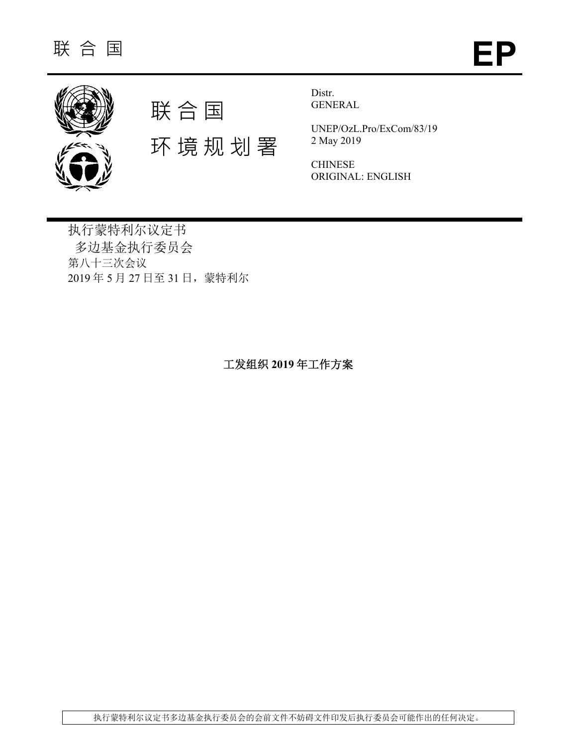联 合 国 **EP**

联 合 国

环 境 规 划 署

Distr.
GENERAL

UNEP/OzL.Pro/ExCom/83/19
2 May 2019

CHINESE
ORIGINAL: ENGLISH

执行蒙特利尔议定书
多边基金执行委员会
第八十三次会议
2019 年 5 月 27 日至 31 日，蒙特利尔

# 工发组织 2019 年工作方案

执行蒙特利尔议定书多边基金执行委员会的会前文件不妨碍文件印发后执行委员会可能作出的任何决定。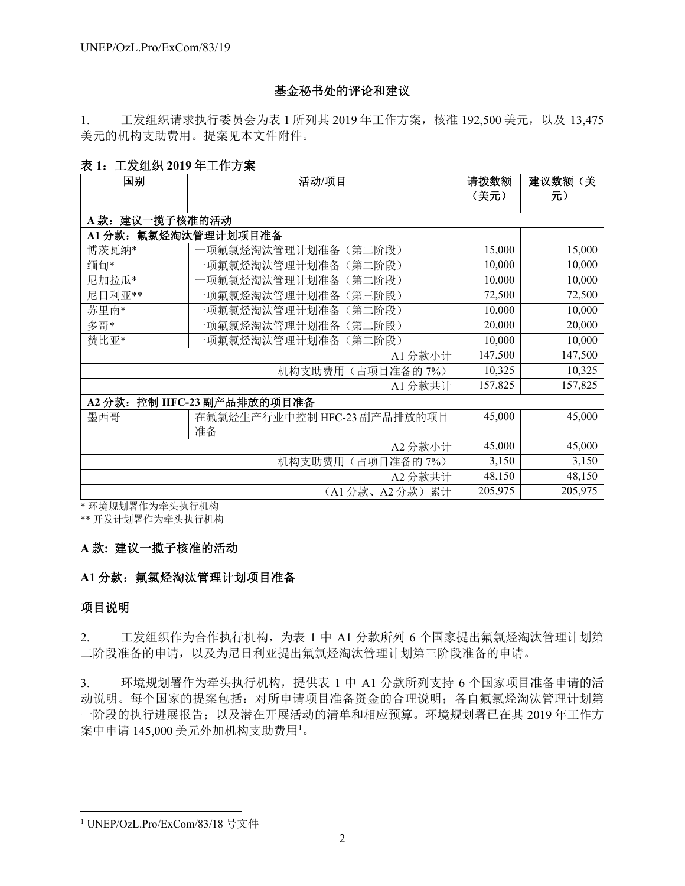### 基金秘书处的评论和建议

1. 工发组织请求执行委员会为表 1 所列其 2019 年工作方案，核准 192,500 美元，以及 13,475 美元的机构支助费用。提案见本文件附件。

**表 1：工发组织 2019 年工作方案**

| 国别 | 活动/项目 | 请拨数额（美元） | 建议数额（美元） |
|---|---|---|---|
| **A 款：建议一揽子核准的活动** | | | |
| **A1 分款：氟氯烃淘汰管理计划项目准备** | | | |
| 博茨瓦纳* | 一项氟氯烃淘汰管理计划准备（第二阶段） | 15,000 | 15,000 |
| 缅甸* | 一项氟氯烃淘汰管理计划准备（第二阶段） | 10,000 | 10,000 |
| 尼加拉瓜* | 一项氟氯烃淘汰管理计划准备（第二阶段） | 10,000 | 10,000 |
| 尼日利亚** | 一项氟氯烃淘汰管理计划准备（第三阶段） | 72,500 | 72,500 |
| 苏里南* | 一项氟氯烃淘汰管理计划准备（第二阶段） | 10,000 | 10,000 |
| 多哥* | 一项氟氯烃淘汰管理计划准备（第二阶段） | 20,000 | 20,000 |
| 赞比亚* | 一项氟氯烃淘汰管理计划准备（第二阶段） | 10,000 | 10,000 |
| | A1 分款小计 | 147,500 | 147,500 |
| | 机构支助费用（占项目准备的 7%） | 10,325 | 10,325 |
| | A1 分款共计 | 157,825 | 157,825 |
| **A2 分款：控制 HFC-23 副产品排放的项目准备** | | | |
| 墨西哥 | 在氟氯烃生产行业中控制 HFC-23 副产品排放的项目准备 | 45,000 | 45,000 |
| | A2 分款小计 | 45,000 | 45,000 |
| | 机构支助费用（占项目准备的 7%） | 3,150 | 3,150 |
| | A2 分款共计 | 48,150 | 48,150 |
| | （A1 分款、A2 分款）累计 | 205,975 | 205,975 |

\* 环境规划署作为牵头执行机构

\*\* 开发计划署作为牵头执行机构

**A 款：建议一揽子核准的活动**

**A1 分款：氟氯烃淘汰管理计划项目准备**

**项目说明**

2. 工发组织作为合作执行机构，为表 1 中 A1 分款所列 6 个国家提出氟氯烃淘汰管理计划第二阶段准备的申请，以及为尼日利亚提出氟氯烃淘汰管理计划第三阶段准备的申请。

3. 环境规划署作为牵头执行机构，提供表 1 中 A1 分款所列支持 6 个国家项目准备申请的活动说明。每个国家的提案包括：对所申请项目准备资金的合理说明；各自氟氯烃淘汰管理计划第一阶段的执行进展报告；以及潜在开展活动的清单和相应预算。环境规划署已在其 2019 年工作方案中申请 145,000 美元外加机构支助费用[1]。

[1] UNEP/OzL.Pro/ExCom/83/18 号文件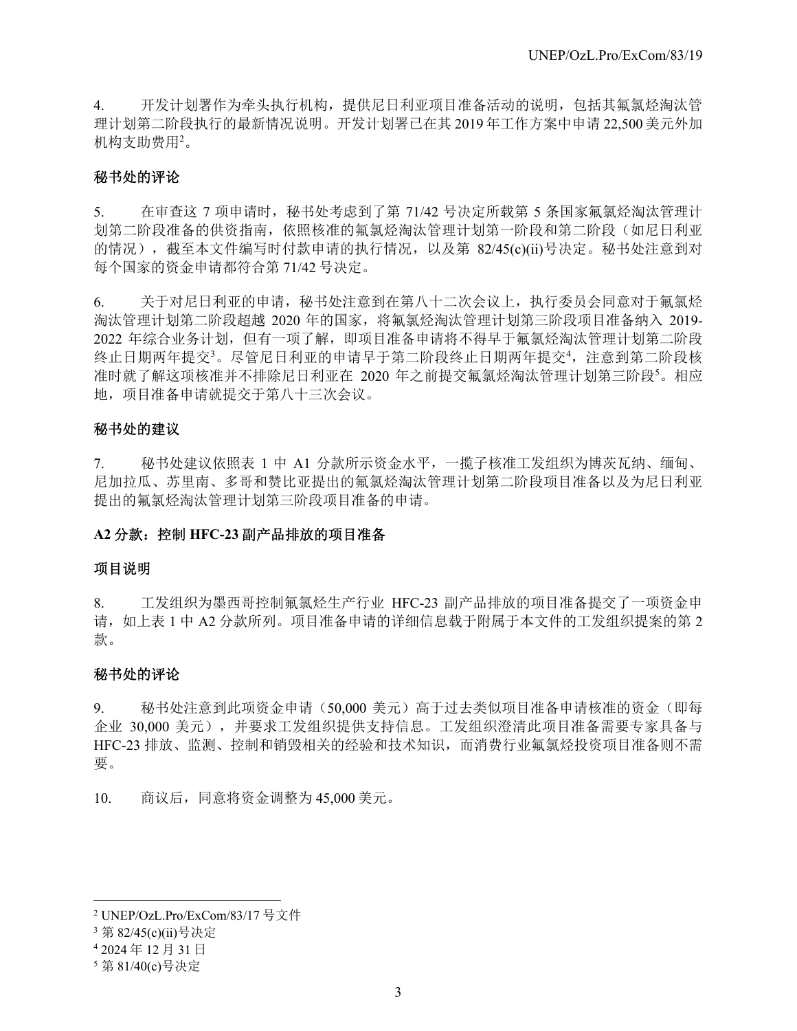4. 开发计划署作为牵头执行机构，提供尼日利亚项目准备活动的说明，包括其氟氯烃淘汰管理计划第二阶段执行的最新情况说明。开发计划署已在其 2019 年工作方案中申请 22,500 美元外加机构支助费用[2]。

**秘书处的评论**

5. 在审查这 7 项申请时，秘书处考虑到了第 71/42 号决定所载第 5 条国家氟氯烃淘汰管理计划第二阶段准备的供资指南，依照核准的氟氯烃淘汰管理计划第一阶段和第二阶段（如尼日利亚的情况），截至本文件编写时付款申请的执行情况，以及第 82/45(c)(ii)号决定。秘书处注意到对每个国家的资金申请都符合第 71/42 号决定。

6. 关于对尼日利亚的申请，秘书处注意到在第八十二次会议上，执行委员会同意对于氟氯烃淘汰管理计划第二阶段超越 2020 年的国家，将氟氯烃淘汰管理计划第三阶段项目准备纳入 2019-2022 年综合业务计划，但有一项了解，即项目准备申请将不得早于氟氯烃淘汰管理计划第二阶段终止日期两年提交[3]。尽管尼日利亚的申请早于第二阶段终止日期两年提交[4]，注意到第二阶段核准时就了解这项核准并不排除尼日利亚在 2020 年之前提交氟氯烃淘汰管理计划第三阶段[5]。相应地，项目准备申请就提交于第八十三次会议。

**秘书处的建议**

7. 秘书处建议依照表 1 中 A1 分款所示资金水平，一揽子核准工发组织为博茨瓦纳、缅甸、尼加拉瓜、苏里南、多哥和赞比亚提出的氟氯烃淘汰管理计划第二阶段项目准备以及为尼日利亚提出的氟氯烃淘汰管理计划第三阶段项目准备的申请。

**A2 分款：控制 HFC-23 副产品排放的项目准备**

**项目说明**

8. 工发组织为墨西哥控制氟氯烃生产行业 HFC-23 副产品排放的项目准备提交了一项资金申请，如上表 1 中 A2 分款所列。项目准备申请的详细信息载于附属于本文件的工发组织提案的第 2 款。

**秘书处的评论**

9. 秘书处注意到此项资金申请（50,000 美元）高于过去类似项目准备申请核准的资金（即每企业 30,000 美元），并要求工发组织提供支持信息。工发组织澄清此项目准备需要专家具备与 HFC-23 排放、监测、控制和销毁相关的经验和技术知识，而消费行业氟氯烃投资项目准备则不需要。

10. 商议后，同意将资金调整为 45,000 美元。

---

[2] UNEP/OzL.Pro/ExCom/83/17 号文件

[3] 第 82/45(c)(ii)号决定

[4] 2024 年 12 月 31 日

[5] 第 81/40(c)号决定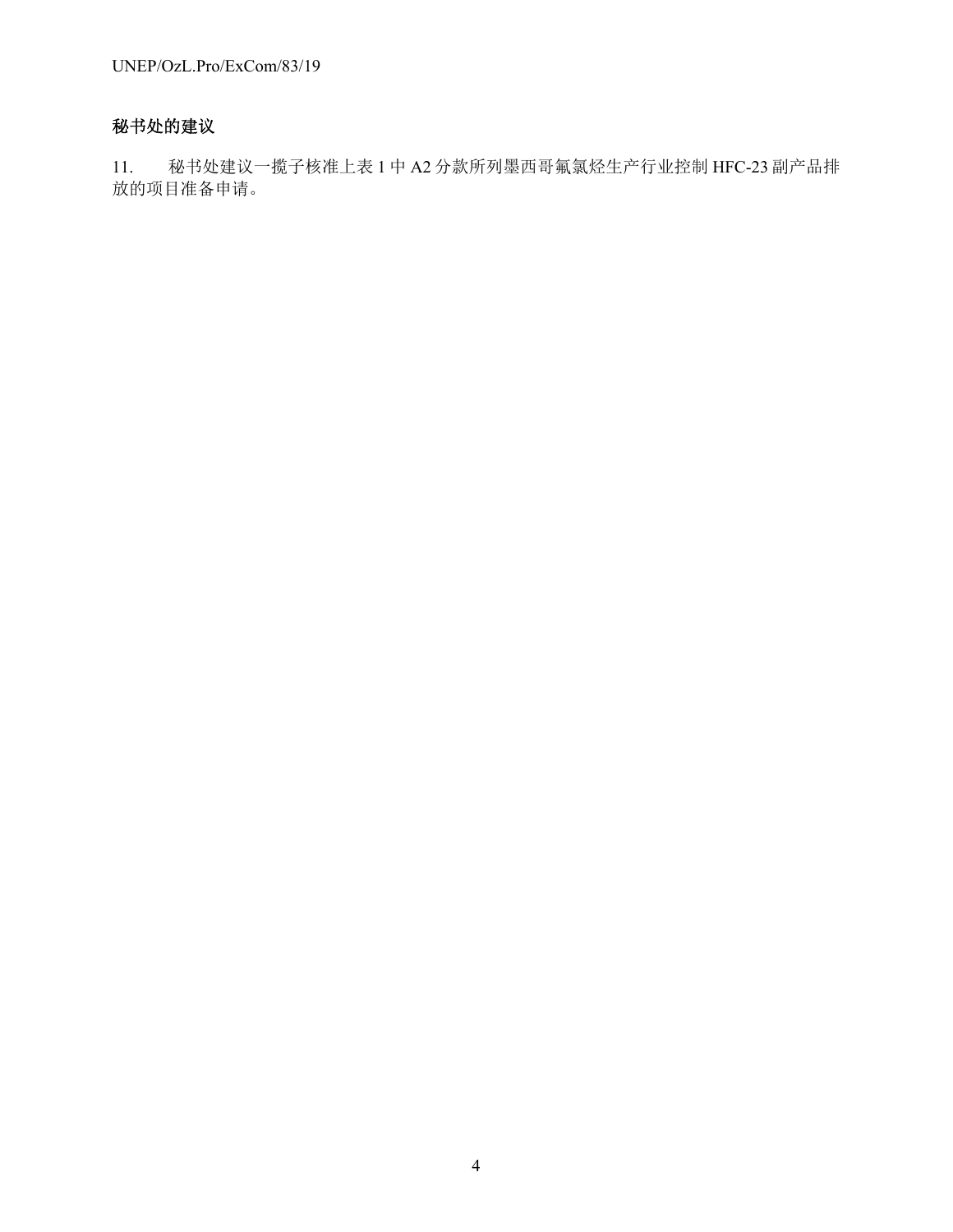### 秘书处的建议

11. 秘书处建议一揽子核准上表 1 中 A2 分款所列墨西哥氟氯烃生产行业控制 HFC-23 副产品排放的项目准备申请。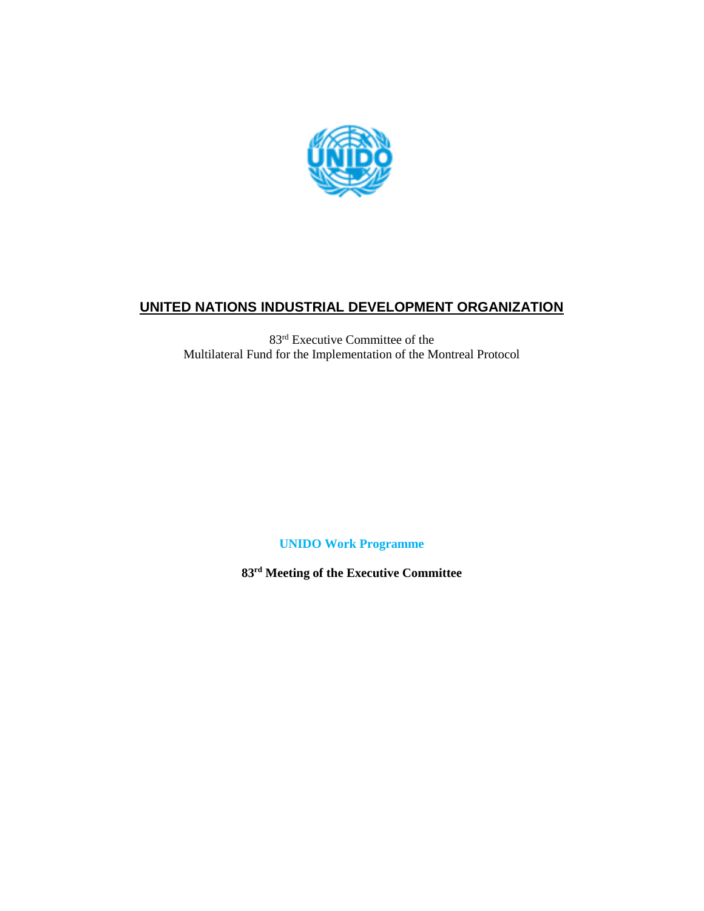# UNITED NATIONS INDUSTRIAL DEVELOPMENT ORGANIZATION

83rd Executive Committee of the
Multilateral Fund for the Implementation of the Montreal Protocol

**UNIDO Work Programme**

**83rd Meeting of the Executive Committee**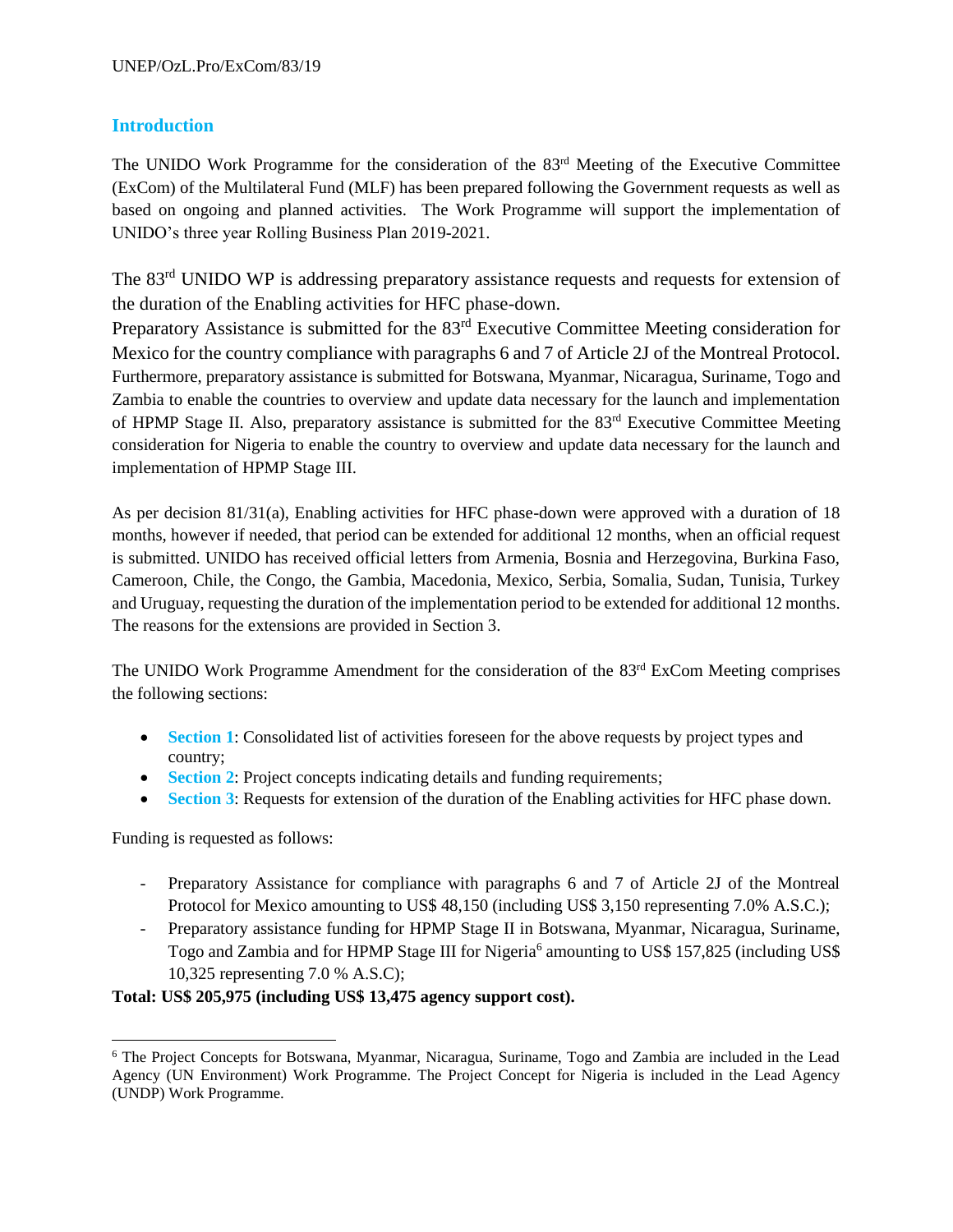## Introduction

The UNIDO Work Programme for the consideration of the 83rd Meeting of the Executive Committee (ExCom) of the Multilateral Fund (MLF) has been prepared following the Government requests as well as based on ongoing and planned activities. The Work Programme will support the implementation of UNIDO's three year Rolling Business Plan 2019-2021.

The 83rd UNIDO WP is addressing preparatory assistance requests and requests for extension of the duration of the Enabling activities for HFC phase-down.

Preparatory Assistance is submitted for the 83rd Executive Committee Meeting consideration for Mexico for the country compliance with paragraphs 6 and 7 of Article 2J of the Montreal Protocol. Furthermore, preparatory assistance is submitted for Botswana, Myanmar, Nicaragua, Suriname, Togo and Zambia to enable the countries to overview and update data necessary for the launch and implementation of HPMP Stage II. Also, preparatory assistance is submitted for the 83rd Executive Committee Meeting consideration for Nigeria to enable the country to overview and update data necessary for the launch and implementation of HPMP Stage III.

As per decision 81/31(a), Enabling activities for HFC phase-down were approved with a duration of 18 months, however if needed, that period can be extended for additional 12 months, when an official request is submitted. UNIDO has received official letters from Armenia, Bosnia and Herzegovina, Burkina Faso, Cameroon, Chile, the Congo, the Gambia, Macedonia, Mexico, Serbia, Somalia, Sudan, Tunisia, Turkey and Uruguay, requesting the duration of the implementation period to be extended for additional 12 months. The reasons for the extensions are provided in Section 3.

The UNIDO Work Programme Amendment for the consideration of the 83rd ExCom Meeting comprises the following sections:

- **Section 1**: Consolidated list of activities foreseen for the above requests by project types and country;
- **Section 2**: Project concepts indicating details and funding requirements;
- **Section 3**: Requests for extension of the duration of the Enabling activities for HFC phase down.

Funding is requested as follows:

- Preparatory Assistance for compliance with paragraphs 6 and 7 of Article 2J of the Montreal Protocol for Mexico amounting to US$ 48,150 (including US$ 3,150 representing 7.0% A.S.C.);
- Preparatory assistance funding for HPMP Stage II in Botswana, Myanmar, Nicaragua, Suriname, Togo and Zambia and for HPMP Stage III for Nigeria[6] amounting to US$ 157,825 (including US$ 10,325 representing 7.0 % A.S.C);

**Total: US$ 205,975 (including US$ 13,475 agency support cost).**

[6] The Project Concepts for Botswana, Myanmar, Nicaragua, Suriname, Togo and Zambia are included in the Lead Agency (UN Environment) Work Programme. The Project Concept for Nigeria is included in the Lead Agency (UNDP) Work Programme.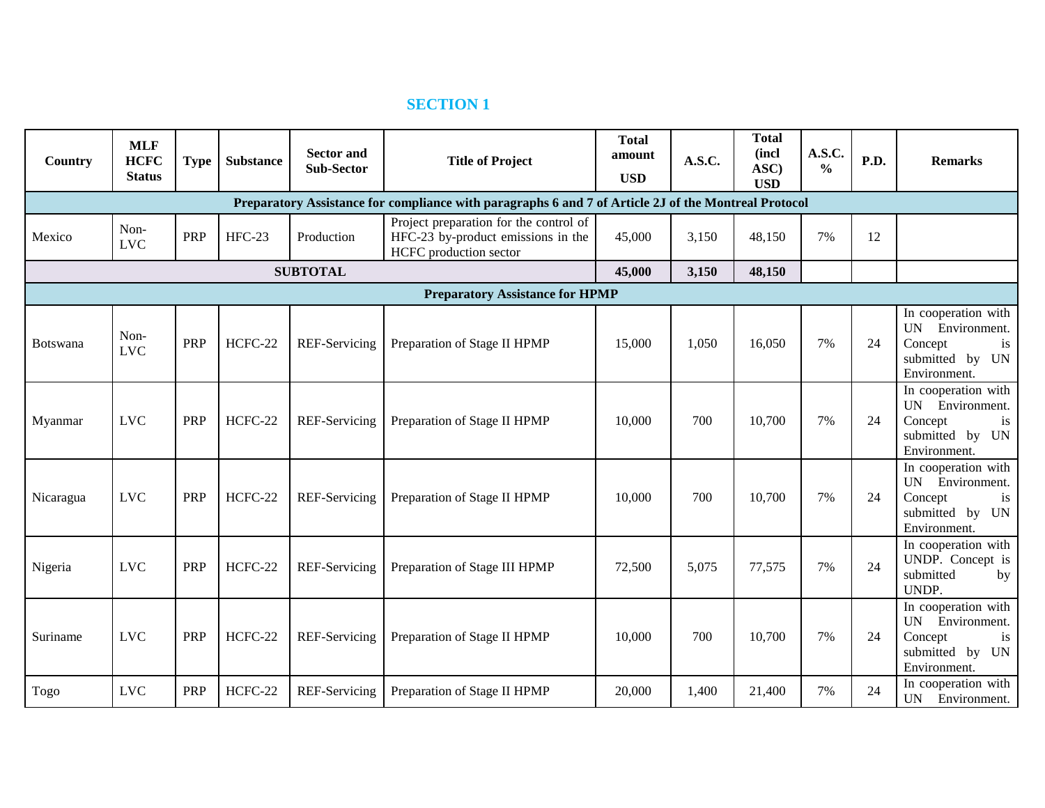## SECTION 1

| Country | MLF HCFC Status | Type | Substance | Sector and Sub-Sector | Title of Project | Total amount USD | A.S.C. | Total (incl ASC) USD | A.S.C. % | P.D. | Remarks |
|---|---|---|---|---|---|---|---|---|---|---|---|
| **Preparatory Assistance for compliance with paragraphs 6 and 7 of Article 2J of the Montreal Protocol** | | | | | | | | | | | |
| Mexico | Non-LVC | PRP | HFC-23 | Production | Project preparation for the control of HFC-23 by-product emissions in the HCFC production sector | 45,000 | 3,150 | 48,150 | 7% | 12 | |
| **SUBTOTAL** | | | | | | **45,000** | **3,150** | **48,150** | | | |
| **Preparatory Assistance for HPMP** | | | | | | | | | | | |
| Botswana | Non-LVC | PRP | HCFC-22 | REF-Servicing | Preparation of Stage II HPMP | 15,000 | 1,050 | 16,050 | 7% | 24 | In cooperation with UN Environment. Concept is submitted by UN Environment. |
| Myanmar | LVC | PRP | HCFC-22 | REF-Servicing | Preparation of Stage II HPMP | 10,000 | 700 | 10,700 | 7% | 24 | In cooperation with UN Environment. Concept is submitted by UN Environment. |
| Nicaragua | LVC | PRP | HCFC-22 | REF-Servicing | Preparation of Stage II HPMP | 10,000 | 700 | 10,700 | 7% | 24 | In cooperation with UN Environment. Concept is submitted by UN Environment. |
| Nigeria | LVC | PRP | HCFC-22 | REF-Servicing | Preparation of Stage III HPMP | 72,500 | 5,075 | 77,575 | 7% | 24 | In cooperation with UNDP. Concept is submitted by UNDP. |
| Suriname | LVC | PRP | HCFC-22 | REF-Servicing | Preparation of Stage II HPMP | 10,000 | 700 | 10,700 | 7% | 24 | In cooperation with UN Environment. Concept is submitted by UN Environment. |
| Togo | LVC | PRP | HCFC-22 | REF-Servicing | Preparation of Stage II HPMP | 20,000 | 1,400 | 21,400 | 7% | 24 | In cooperation with UN Environment. |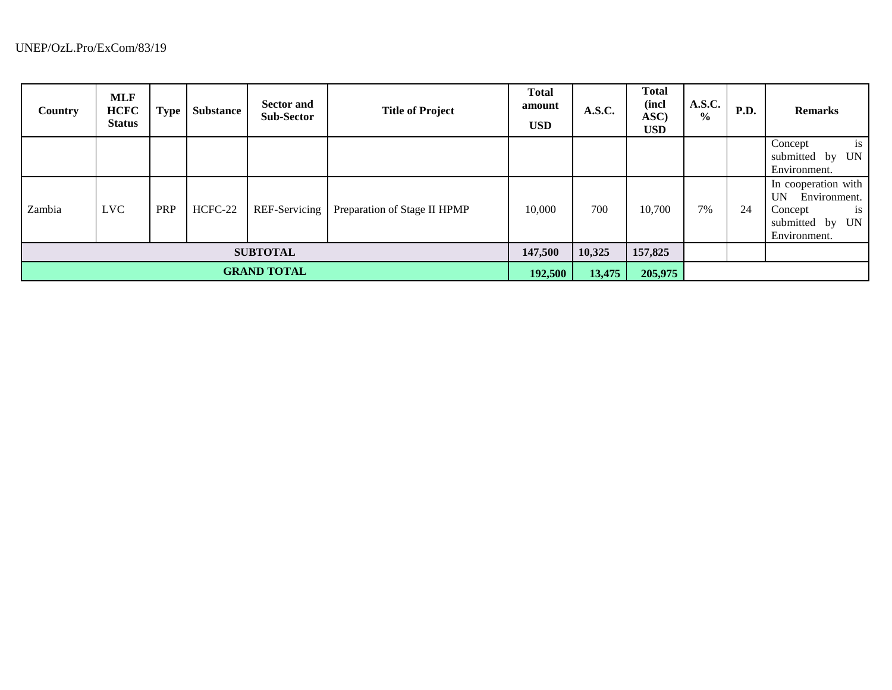| Country | MLF HCFC Status | Type | Substance | Sector and Sub-Sector | Title of Project | Total amount USD | A.S.C. | Total (incl ASC) USD | A.S.C. % | P.D. | Remarks |
|---|---|---|---|---|---|---|---|---|---|---|---|
| | | | | | | | | | | | Concept is submitted by UN Environment. |
| Zambia | LVC | PRP | HCFC-22 | REF-Servicing | Preparation of Stage II HPMP | 10,000 | 700 | 10,700 | 7% | 24 | In cooperation with UN Environment. Concept is submitted by UN Environment. |
| **SUBTOTAL** | | | | | | **147,500** | **10,325** | **157,825** | | | |
| **GRAND TOTAL** | | | | | | **192,500** | **13,475** | **205,975** | | | |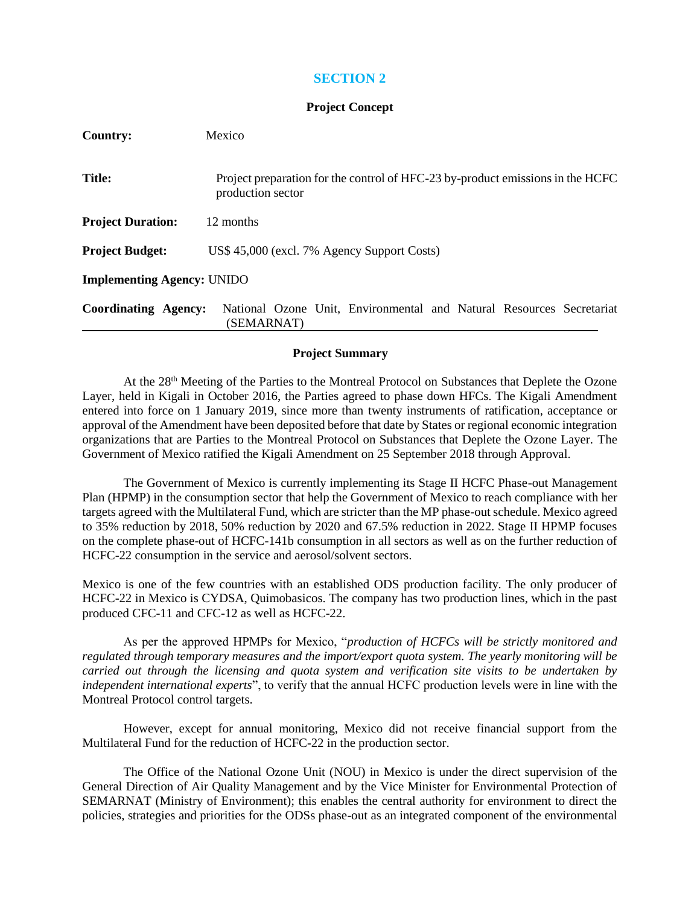## SECTION 2

**Project Concept**

**Country:** Mexico

**Title:** Project preparation for the control of HFC-23 by-product emissions in the HCFC production sector

**Project Duration:** 12 months

**Project Budget:** US$ 45,000 (excl. 7% Agency Support Costs)

**Implementing Agency:** UNIDO

**Coordinating Agency:** National Ozone Unit, Environmental and Natural Resources Secretariat (SEMARNAT)

---

**Project Summary**

At the 28th Meeting of the Parties to the Montreal Protocol on Substances that Deplete the Ozone Layer, held in Kigali in October 2016, the Parties agreed to phase down HFCs. The Kigali Amendment entered into force on 1 January 2019, since more than twenty instruments of ratification, acceptance or approval of the Amendment have been deposited before that date by States or regional economic integration organizations that are Parties to the Montreal Protocol on Substances that Deplete the Ozone Layer. The Government of Mexico ratified the Kigali Amendment on 25 September 2018 through Approval.

The Government of Mexico is currently implementing its Stage II HCFC Phase-out Management Plan (HPMP) in the consumption sector that help the Government of Mexico to reach compliance with her targets agreed with the Multilateral Fund, which are stricter than the MP phase-out schedule. Mexico agreed to 35% reduction by 2018, 50% reduction by 2020 and 67.5% reduction in 2022. Stage II HPMP focuses on the complete phase-out of HCFC-141b consumption in all sectors as well as on the further reduction of HCFC-22 consumption in the service and aerosol/solvent sectors.

Mexico is one of the few countries with an established ODS production facility. The only producer of HCFC-22 in Mexico is CYDSA, Quimobasicos. The company has two production lines, which in the past produced CFC-11 and CFC-12 as well as HCFC-22.

As per the approved HPMPs for Mexico, "*production of HCFCs will be strictly monitored and regulated through temporary measures and the import/export quota system. The yearly monitoring will be carried out through the licensing and quota system and verification site visits to be undertaken by independent international experts*", to verify that the annual HCFC production levels were in line with the Montreal Protocol control targets.

However, except for annual monitoring, Mexico did not receive financial support from the Multilateral Fund for the reduction of HCFC-22 in the production sector.

The Office of the National Ozone Unit (NOU) in Mexico is under the direct supervision of the General Direction of Air Quality Management and by the Vice Minister for Environmental Protection of SEMARNAT (Ministry of Environment); this enables the central authority for environment to direct the policies, strategies and priorities for the ODSs phase-out as an integrated component of the environmental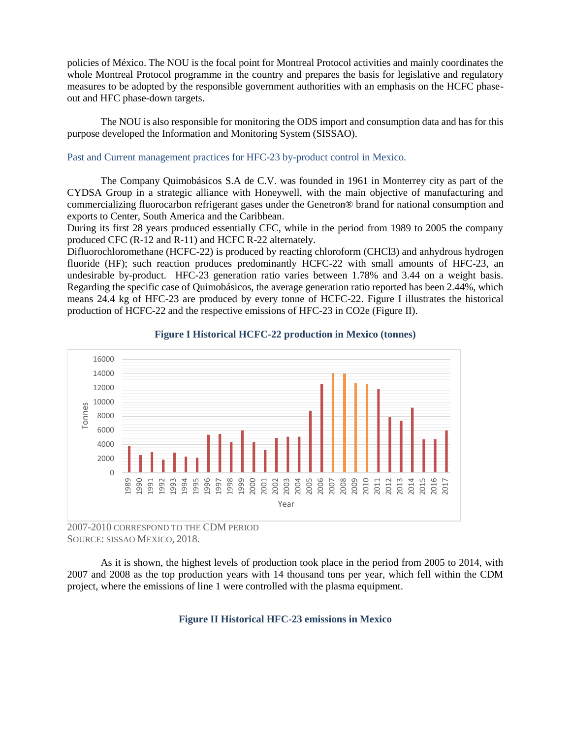policies of México. The NOU is the focal point for Montreal Protocol activities and mainly coordinates the whole Montreal Protocol programme in the country and prepares the basis for legislative and regulatory measures to be adopted by the responsible government authorities with an emphasis on the HCFC phase-out and HFC phase-down targets.

The NOU is also responsible for monitoring the ODS import and consumption data and has for this purpose developed the Information and Monitoring System (SISSAO).

### Past and Current management practices for HFC-23 by-product control in Mexico.

The Company Quimobásicos S.A de C.V. was founded in 1961 in Monterrey city as part of the CYDSA Group in a strategic alliance with Honeywell, with the main objective of manufacturing and commercializing fluorocarbon refrigerant gases under the Genetron® brand for national consumption and exports to Center, South America and the Caribbean.

During its first 28 years produced essentially CFC, while in the period from 1989 to 2005 the company produced CFC (R-12 and R-11) and HCFC R-22 alternately.

Difluorochloromethane (HCFC-22) is produced by reacting chloroform ($CHCl_3$) and anhydrous hydrogen fluoride (HF); such reaction produces predominantly HCFC-22 with small amounts of HFC-23, an undesirable by-product. HFC-23 generation ratio varies between 1.78% and 3.44 on a weight basis. Regarding the specific case of Quimobásicos, the average generation ratio reported has been 2.44%, which means 24.4 kg of HFC-23 are produced by every tonne of HCFC-22. Figure I illustrates the historical production of HCFC-22 and the respective emissions of HFC-23 in CO2e (Figure II).

**Figure I Historical HCFC-22 production in Mexico (tonnes)**

2007-2010 CORRESPOND TO THE CDM PERIOD
SOURCE: SISSAO MEXICO, 2018.

As it is shown, the highest levels of production took place in the period from 2005 to 2014, with 2007 and 2008 as the top production years with 14 thousand tons per year, which fell within the CDM project, where the emissions of line 1 were controlled with the plasma equipment.

**Figure II Historical HFC-23 emissions in Mexico**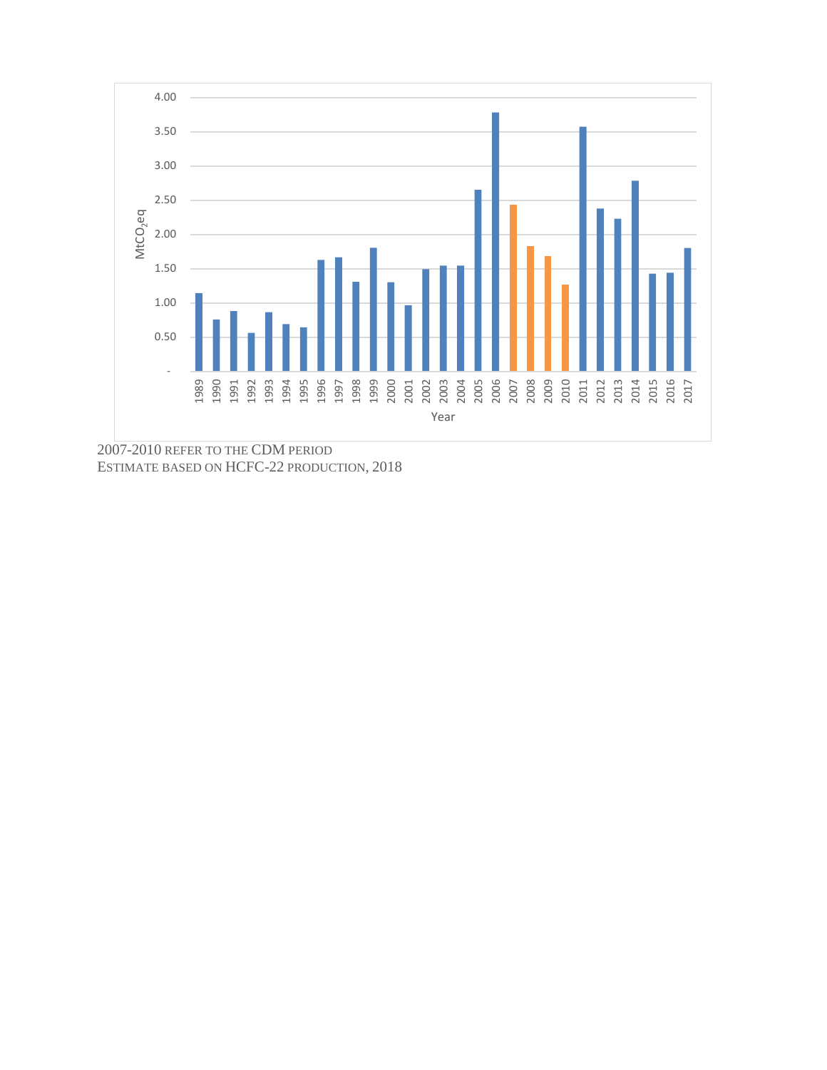2007-2010 REFER TO THE CDM PERIOD

ESTIMATE BASED ON HCFC-22 PRODUCTION, 2018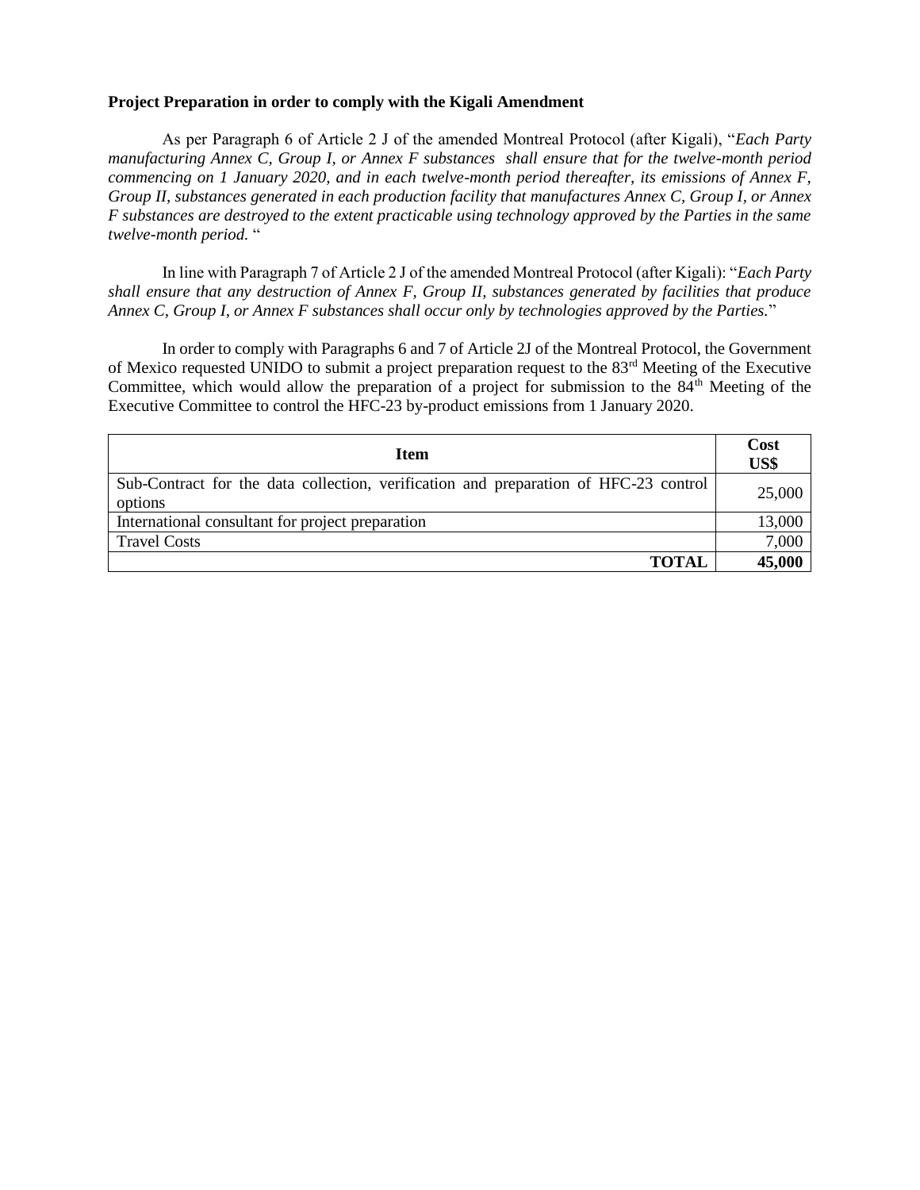**Project Preparation in order to comply with the Kigali Amendment**

As per Paragraph 6 of Article 2 J of the amended Montreal Protocol (after Kigali), "*Each Party manufacturing Annex C, Group I, or Annex F substances shall ensure that for the twelve-month period commencing on 1 January 2020, and in each twelve-month period thereafter, its emissions of Annex F, Group II, substances generated in each production facility that manufactures Annex C, Group I, or Annex F substances are destroyed to the extent practicable using technology approved by the Parties in the same twelve-month period.* "

In line with Paragraph 7 of Article 2 J of the amended Montreal Protocol (after Kigali): "*Each Party shall ensure that any destruction of Annex F, Group II, substances generated by facilities that produce Annex C, Group I, or Annex F substances shall occur only by technologies approved by the Parties.*"

In order to comply with Paragraphs 6 and 7 of Article 2J of the Montreal Protocol, the Government of Mexico requested UNIDO to submit a project preparation request to the 83rd Meeting of the Executive Committee, which would allow the preparation of a project for submission to the 84th Meeting of the Executive Committee to control the HFC-23 by-product emissions from 1 January 2020.

| Item | Cost US$ |
|---|---:|
| Sub-Contract for the data collection, verification and preparation of HFC-23 control options | 25,000 |
| International consultant for project preparation | 13,000 |
| Travel Costs | 7,000 |
| **TOTAL** | **45,000** |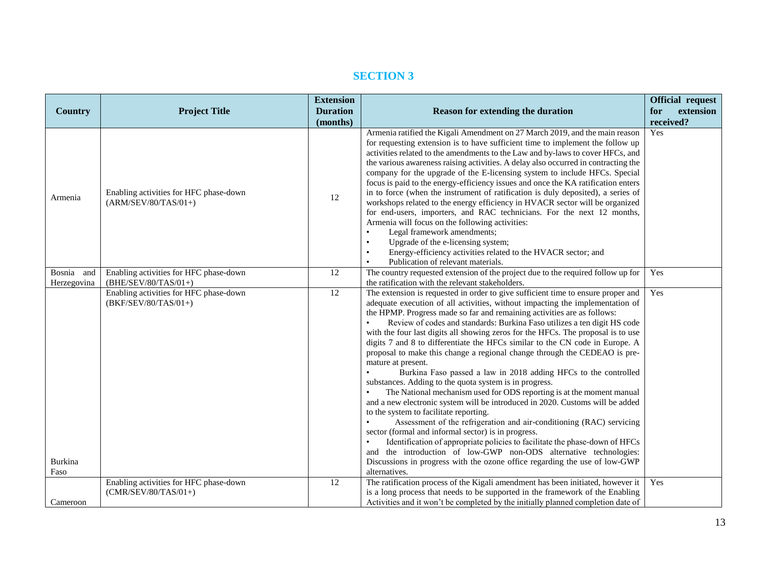## SECTION 3

| Country | Project Title | Extension Duration (months) | Reason for extending the duration | Official request for extension received? |
|---|---|---|---|---|
| Armenia | Enabling activities for HFC phase-down (ARM/SEV/80/TAS/01+) | 12 | Armenia ratified the Kigali Amendment on 27 March 2019, and the main reason for requesting extension is to have sufficient time to implement the follow up activities related to the amendments to the Law and by-laws to cover HFCs, and the various awareness raising activities. A delay also occurred in contracting the company for the upgrade of the E-licensing system to include HFCs. Special focus is paid to the energy-efficiency issues and once the KA ratification enters in to force (when the instrument of ratification is duly deposited), a series of workshops related to the energy efficiency in HVACR sector will be organized for end-users, importers, and RAC technicians. For the next 12 months, Armenia will focus on the following activities: • Legal framework amendments; • Upgrade of the e-licensing system; • Energy-efficiency activities related to the HVACR sector; and • Publication of relevant materials. | Yes |
| Bosnia and Herzegovina | Enabling activities for HFC phase-down (BHE/SEV/80/TAS/01+) | 12 | The country requested extension of the project due to the required follow up for the ratification with the relevant stakeholders. | Yes |
| Burkina Faso | Enabling activities for HFC phase-down (BKF/SEV/80/TAS/01+) | 12 | The extension is requested in order to give sufficient time to ensure proper and adequate execution of all activities, without impacting the implementation of the HPMP. Progress made so far and remaining activities are as follows: • Review of codes and standards: Burkina Faso utilizes a ten digit HS code with the four last digits all showing zeros for the HFCs. The proposal is to use digits 7 and 8 to differentiate the HFCs similar to the CN code in Europe. A proposal to make this change a regional change through the CEDEAO is pre-mature at present. • Burkina Faso passed a law in 2018 adding HFCs to the controlled substances. Adding to the quota system is in progress. • The National mechanism used for ODS reporting is at the moment manual and a new electronic system will be introduced in 2020. Customs will be added to the system to facilitate reporting. • Assessment of the refrigeration and air-conditioning (RAC) servicing sector (formal and informal sector) is in progress. • Identification of appropriate policies to facilitate the phase-down of HFCs and the introduction of low-GWP non-ODS alternative technologies: Discussions in progress with the ozone office regarding the use of low-GWP alternatives. | Yes |
| Cameroon | Enabling activities for HFC phase-down (CMR/SEV/80/TAS/01+) | 12 | The ratification process of the Kigali amendment has been initiated, however it is a long process that needs to be supported in the framework of the Enabling Activities and it won't be completed by the initially planned completion date of | Yes |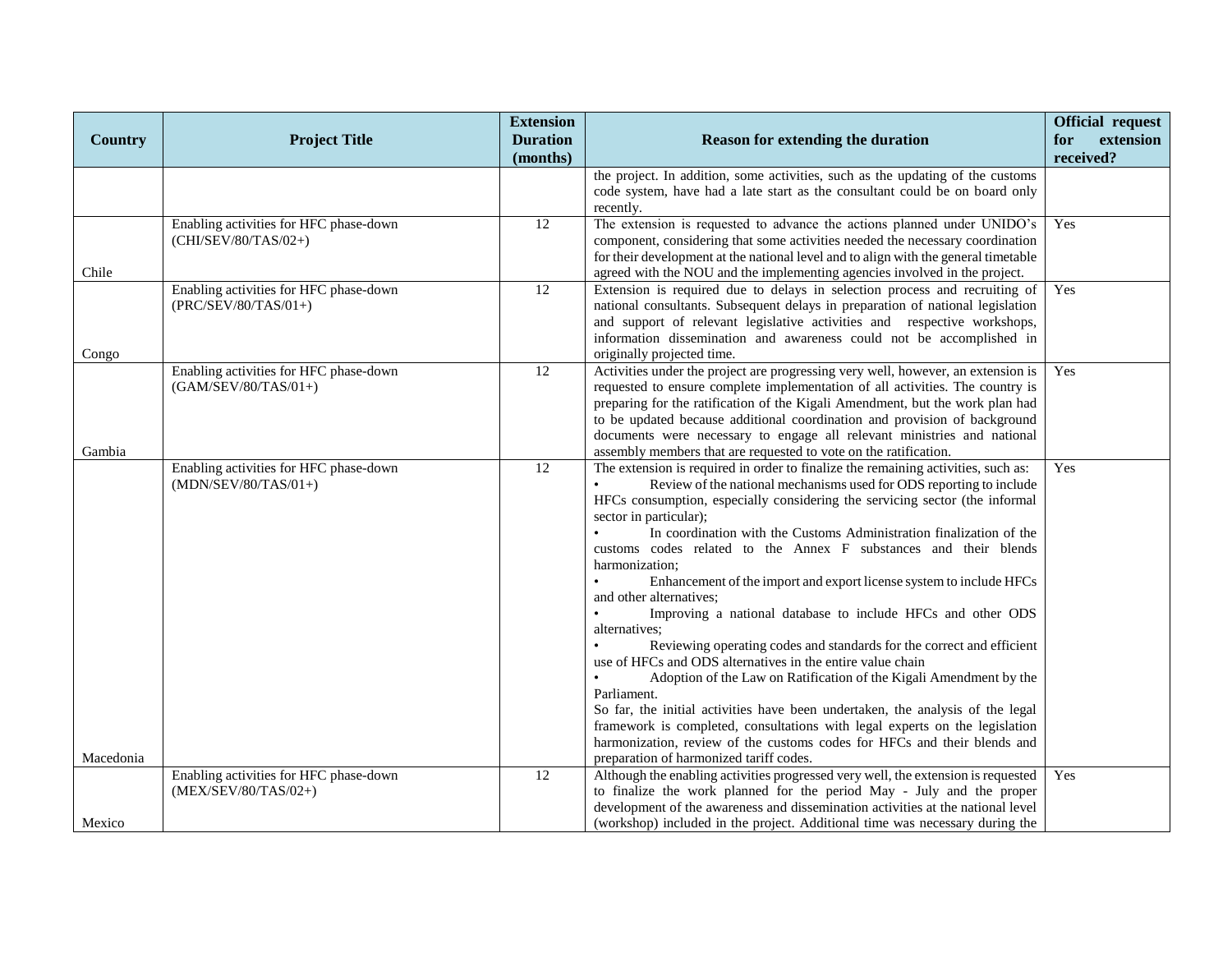| Country | Project Title | Extension Duration (months) | Reason for extending the duration | Official request for extension received? |
|---|---|---|---|---|
| | | | the project. In addition, some activities, such as the updating of the customs code system, have had a late start as the consultant could be on board only recently. | |
| Chile | Enabling activities for HFC phase-down (CHI/SEV/80/TAS/02+) | 12 | The extension is requested to advance the actions planned under UNIDO's component, considering that some activities needed the necessary coordination for their development at the national level and to align with the general timetable agreed with the NOU and the implementing agencies involved in the project. | Yes |
| Congo | Enabling activities for HFC phase-down (PRC/SEV/80/TAS/01+) | 12 | Extension is required due to delays in selection process and recruiting of national consultants. Subsequent delays in preparation of national legislation and support of relevant legislative activities and respective workshops, information dissemination and awareness could not be accomplished in originally projected time. | Yes |
| Gambia | Enabling activities for HFC phase-down (GAM/SEV/80/TAS/01+) | 12 | Activities under the project are progressing very well, however, an extension is requested to ensure complete implementation of all activities. The country is preparing for the ratification of the Kigali Amendment, but the work plan had to be updated because additional coordination and provision of background documents were necessary to engage all relevant ministries and national assembly members that are requested to vote on the ratification. | Yes |
| Macedonia | Enabling activities for HFC phase-down (MDN/SEV/80/TAS/01+) | 12 | The extension is required in order to finalize the remaining activities, such as:<br>• Review of the national mechanisms used for ODS reporting to include HFCs consumption, especially considering the servicing sector (the informal sector in particular);<br>• In coordination with the Customs Administration finalization of the customs codes related to the Annex F substances and their blends harmonization;<br>• Enhancement of the import and export license system to include HFCs and other alternatives;<br>• Improving a national database to include HFCs and other ODS alternatives;<br>• Reviewing operating codes and standards for the correct and efficient use of HFCs and ODS alternatives in the entire value chain<br>• Adoption of the Law on Ratification of the Kigali Amendment by the Parliament.<br>So far, the initial activities have been undertaken, the analysis of the legal framework is completed, consultations with legal experts on the legislation harmonization, review of the customs codes for HFCs and their blends and preparation of harmonized tariff codes. | Yes |
| Mexico | Enabling activities for HFC phase-down (MEX/SEV/80/TAS/02+) | 12 | Although the enabling activities progressed very well, the extension is requested to finalize the work planned for the period May - July and the proper development of the awareness and dissemination activities at the national level (workshop) included in the project. Additional time was necessary during the | Yes |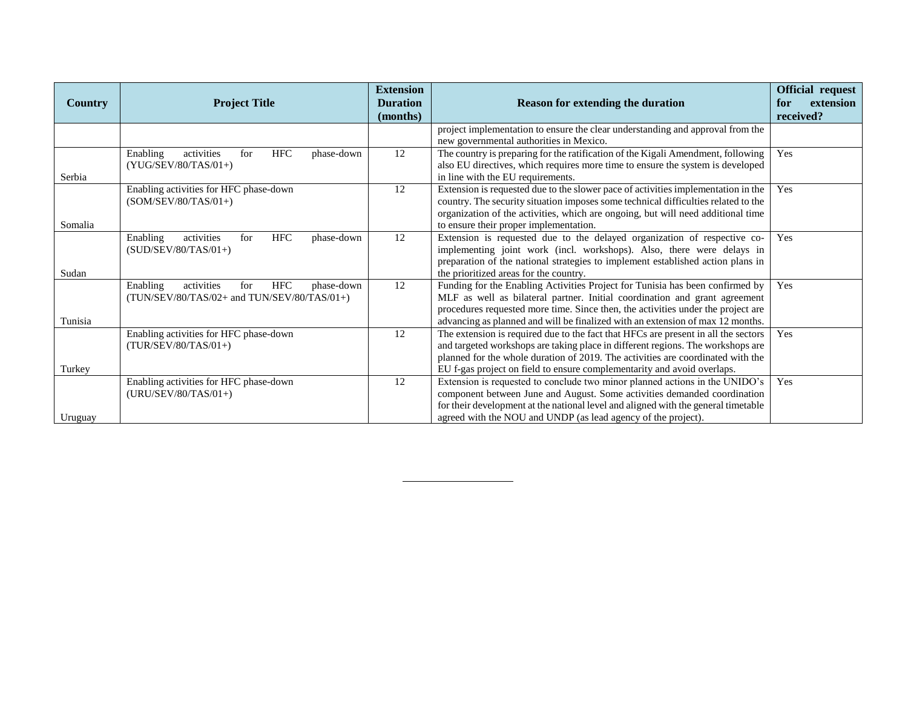| Country | Project Title | Extension Duration (months) | Reason for extending the duration | Official request for extension received? |
|---|---|---|---|---|
| | | | project implementation to ensure the clear understanding and approval from the new governmental authorities in Mexico. | |
| Serbia | Enabling activities for HFC phase-down (YUG/SEV/80/TAS/01+) | 12 | The country is preparing for the ratification of the Kigali Amendment, following also EU directives, which requires more time to ensure the system is developed in line with the EU requirements. | Yes |
| Somalia | Enabling activities for HFC phase-down (SOM/SEV/80/TAS/01+) | 12 | Extension is requested due to the slower pace of activities implementation in the country. The security situation imposes some technical difficulties related to the organization of the activities, which are ongoing, but will need additional time to ensure their proper implementation. | Yes |
| Sudan | Enabling activities for HFC phase-down (SUD/SEV/80/TAS/01+) | 12 | Extension is requested due to the delayed organization of respective co-implementing joint work (incl. workshops). Also, there were delays in preparation of the national strategies to implement established action plans in the prioritized areas for the country. | Yes |
| Tunisia | Enabling activities for HFC phase-down (TUN/SEV/80/TAS/02+ and TUN/SEV/80/TAS/01+) | 12 | Funding for the Enabling Activities Project for Tunisia has been confirmed by MLF as well as bilateral partner. Initial coordination and grant agreement procedures requested more time. Since then, the activities under the project are advancing as planned and will be finalized with an extension of max 12 months. | Yes |
| Turkey | Enabling activities for HFC phase-down (TUR/SEV/80/TAS/01+) | 12 | The extension is required due to the fact that HFCs are present in all the sectors and targeted workshops are taking place in different regions. The workshops are planned for the whole duration of 2019. The activities are coordinated with the EU f-gas project on field to ensure complementarity and avoid overlaps. | Yes |
| Uruguay | Enabling activities for HFC phase-down (URU/SEV/80/TAS/01+) | 12 | Extension is requested to conclude two minor planned actions in the UNIDO's component between June and August. Some activities demanded coordination for their development at the national level and aligned with the general timetable agreed with the NOU and UNDP (as lead agency of the project). | Yes |